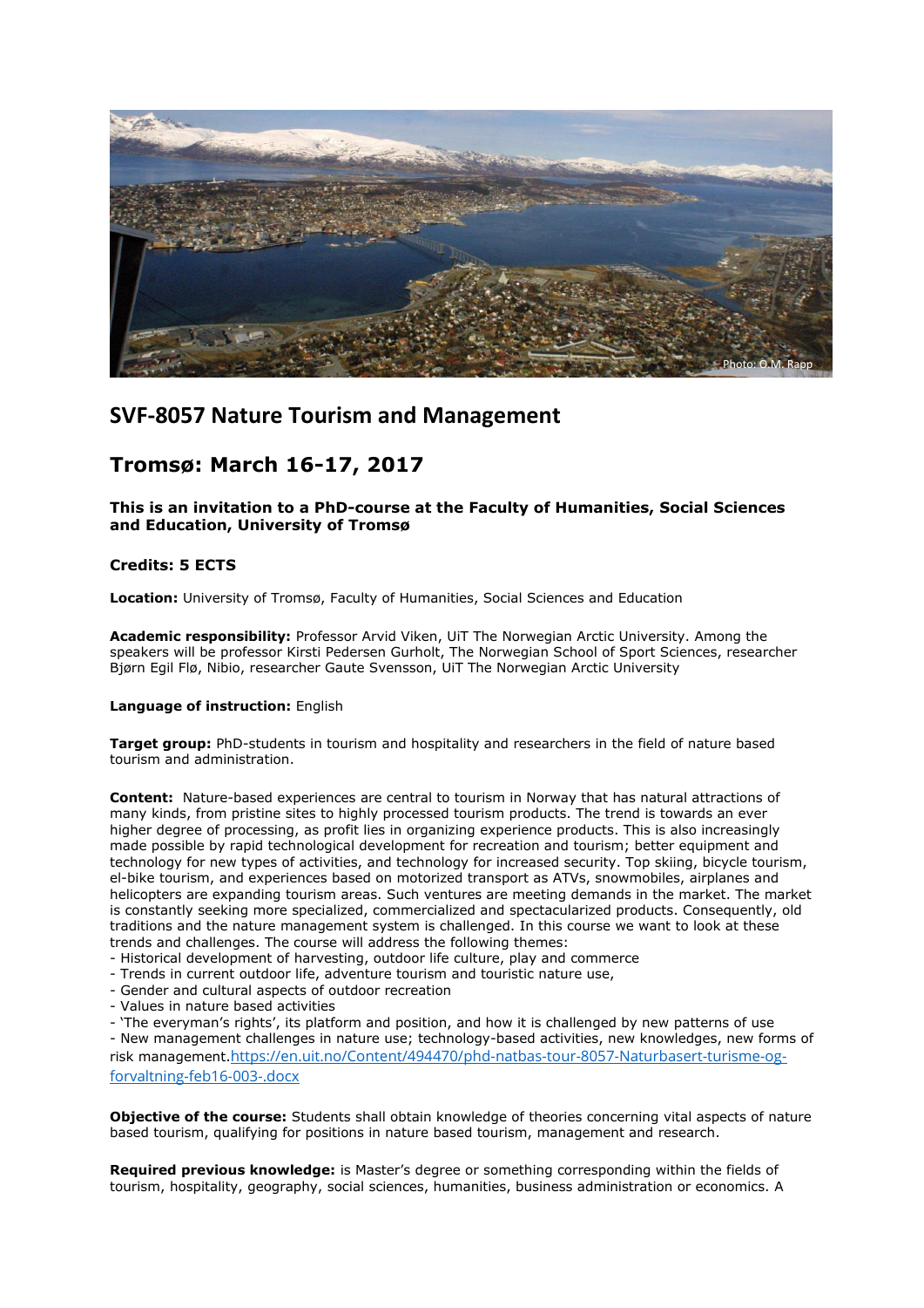Photo: O.M. Rapp

## SVF-8057 Nature Tourism and Management

## Tromsø: March 16-17, 2017

### This is an invitation to a PhD-course at the Faculty of Humanities, Social Sciences and Education, University of Tromsø

### Credits: 5 ECTS

**Location:** University of Tromsø, Faculty of Humanities, Social Sciences and Education

**Academic responsibility:** Professor Arvid Viken, UiT The Norwegian Arctic University. Among the speakers will be professor Kirsti Pedersen Gurholt, The Norwegian School of Sport Sciences, researcher Bjørn Egil Flø, Nibio, researcher Gaute Svensson, UiT The Norwegian Arctic University

**Language of instruction:** English

**Target group:** PhD-students in tourism and hospitality and researchers in the field of nature based tourism and administration.

**Content:** Nature-based experiences are central to tourism in Norway that has natural attractions of many kinds, from pristine sites to highly processed tourism products. The trend is towards an ever higher degree of processing, as profit lies in organizing experience products. This is also increasingly made possible by rapid technological development for recreation and tourism; better equipment and technology for new types of activities, and technology for increased security. Top skiing, bicycle tourism, el-bike tourism, and experiences based on motorized transport as ATVs, snowmobiles, airplanes and helicopters are expanding tourism areas. Such ventures are meeting demands in the market. The market is constantly seeking more specialized, commercialized and spectacularized products. Consequently, old traditions and the nature management system is challenged. In this course we want to look at these trends and challenges. The course will address the following themes:
- Historical development of harvesting, outdoor life culture, play and commerce
- Trends in current outdoor life, adventure tourism and touristic nature use,
- Gender and cultural aspects of outdoor recreation
- Values in nature based activities
- 'The everyman's rights', its platform and position, and how it is challenged by new patterns of use
- New management challenges in nature use; technology-based activities, new knowledges, new forms of risk management.https://en.uit.no/Content/494470/phd-natbas-tour-8057-Naturbasert-turisme-og-forvaltning-feb16-003-.docx

**Objective of the course:** Students shall obtain knowledge of theories concerning vital aspects of nature based tourism, qualifying for positions in nature based tourism, management and research.

**Required previous knowledge:** is Master's degree or something corresponding within the fields of tourism, hospitality, geography, social sciences, humanities, business administration or economics. A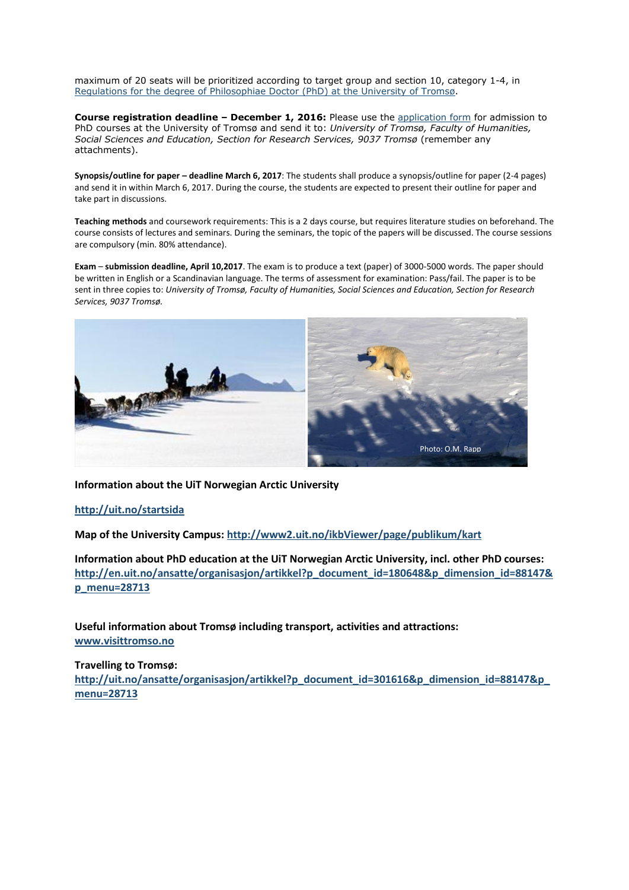maximum of 20 seats will be prioritized according to target group and section 10, category 1-4, in [Regulations for the degree of Philosophiae Doctor (PhD) at the University of Tromsø](#).

**Course registration deadline – December 1, 2016:** Please use the [application form](#) for admission to PhD courses at the University of Tromsø and send it to: *University of Tromsø, Faculty of Humanities, Social Sciences and Education, Section for Research Services, 9037 Tromsø* (remember any attachments).

**Synopsis/outline for paper – deadline March 6, 2017**: The students shall produce a synopsis/outline for paper (2-4 pages) and send it in within March 6, 2017. During the course, the students are expected to present their outline for paper and take part in discussions.

**Teaching methods** and coursework requirements: This is a 2 days course, but requires literature studies on beforehand. The course consists of lectures and seminars. During the seminars, the topic of the papers will be discussed. The course sessions are compulsory (min. 80% attendance).

**Exam** – **submission deadline, April 10,2017**. The exam is to produce a text (paper) of 3000-5000 words. The paper should be written in English or a Scandinavian language. The terms of assessment for examination: Pass/fail. The paper is to be sent in three copies to: *University of Tromsø, Faculty of Humanities, Social Sciences and Education, Section for Research Services, 9037 Tromsø.*

Photo: O.M. Rapp

**Information about the UiT Norwegian Arctic University**

**http://uit.no/startsida**

**Map of the University Campus: http://www2.uit.no/ikbViewer/page/publikum/kart**

**Information about PhD education at the UiT Norwegian Arctic University, incl. other PhD courses: http://en.uit.no/ansatte/organisasjon/artikkel?p_document_id=180648&p_dimension_id=88147&p_menu=28713**

**Useful information about Tromsø including transport, activities and attractions: www.visittromso.no**

**Travelling to Tromsø:**
**http://uit.no/ansatte/organisasjon/artikkel?p_document_id=301616&p_dimension_id=88147&p_menu=28713**